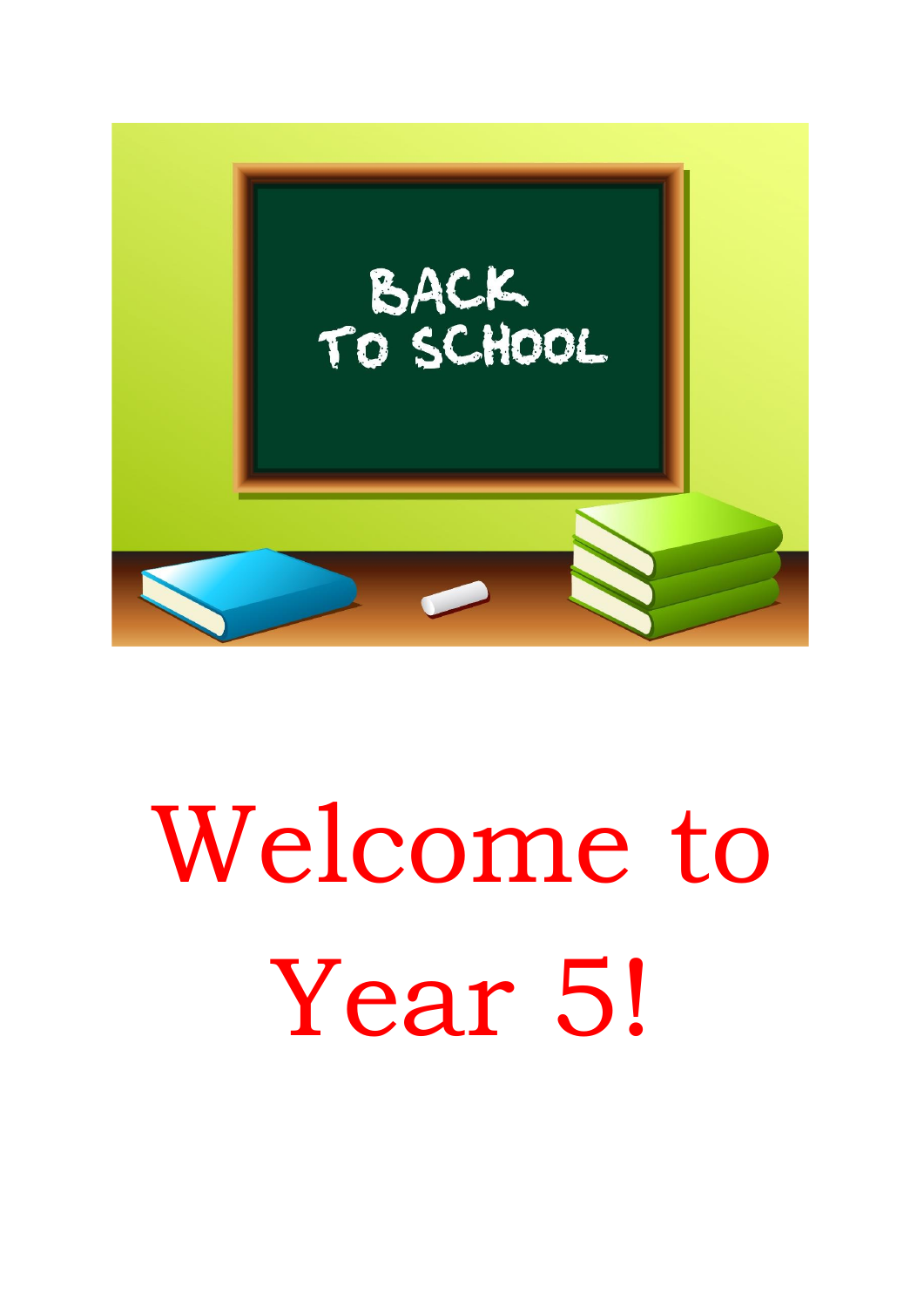# Welcome to Year 5!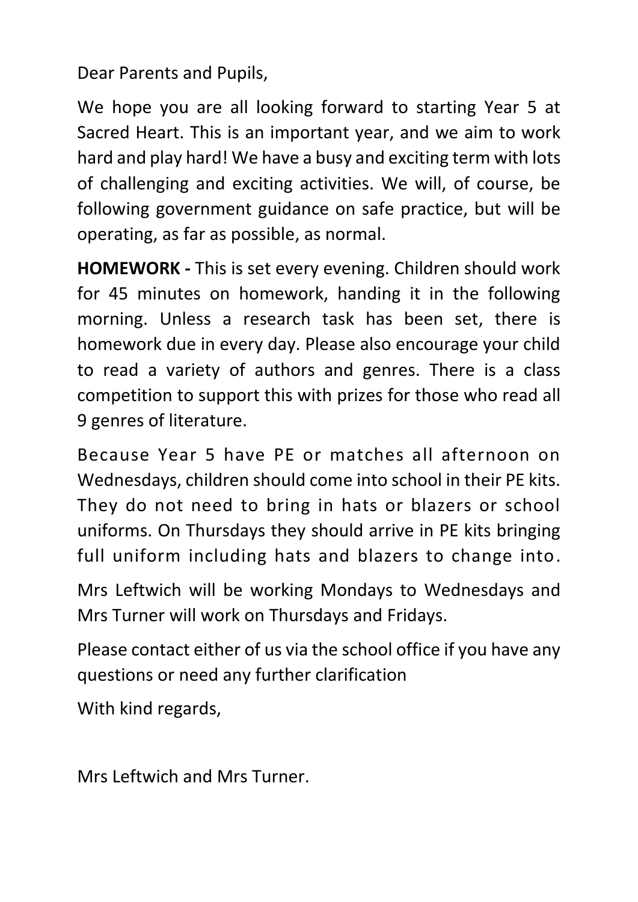Dear Parents and Pupils,

We hope you are all looking forward to starting Year 5 at Sacred Heart. This is an important year, and we aim to work hard and play hard! We have a busy and exciting term with lots of challenging and exciting activities. We will, of course, be following government guidance on safe practice, but will be operating, as far as possible, as normal.

**HOMEWORK -** This is set every evening. Children should work for 45 minutes on homework, handing it in the following morning. Unless a research task has been set, there is homework due in every day. Please also encourage your child to read a variety of authors and genres. There is a class competition to support this with prizes for those who read all 9 genres of literature.

Because Year 5 have PE or matches all afternoon on Wednesdays, children should come into school in their PE kits. They do not need to bring in hats or blazers or school uniforms. On Thursdays they should arrive in PE kits bringing full uniform including hats and blazers to change into.

Mrs Leftwich will be working Mondays to Wednesdays and Mrs Turner will work on Thursdays and Fridays.

Please contact either of us via the school office if you have any questions or need any further clarification

With kind regards,

Mrs Leftwich and Mrs Turner.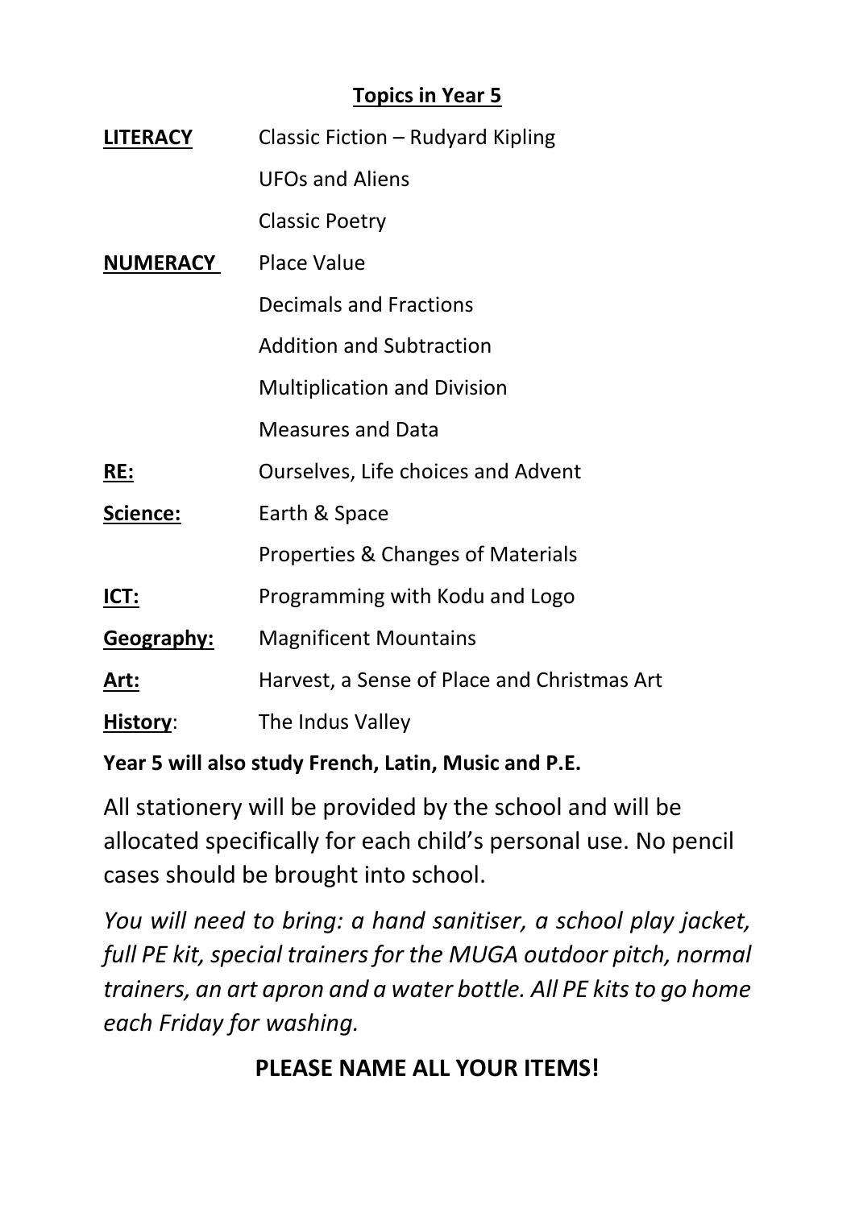**Topics in Year 5**

| | |
|---|---|
| **LITERACY** | Classic Fiction – Rudyard Kipling |
| | UFOs and Aliens |
| | Classic Poetry |
| **NUMERACY** | Place Value |
| | Decimals and Fractions |
| | Addition and Subtraction |
| | Multiplication and Division |
| | Measures and Data |
| **RE:** | Ourselves, Life choices and Advent |
| **Science:** | Earth & Space |
| | Properties & Changes of Materials |
| **ICT:** | Programming with Kodu and Logo |
| **Geography:** | Magnificent Mountains |
| **Art:** | Harvest, a Sense of Place and Christmas Art |
| **History**: | The Indus Valley |

**Year 5 will also study French, Latin, Music and P.E.**

All stationery will be provided by the school and will be allocated specifically for each child's personal use. No pencil cases should be brought into school.

*You will need to bring: a hand sanitiser, a school play jacket, full PE kit, special trainers for the MUGA outdoor pitch, normal trainers, an art apron and a water bottle. All PE kits to go home each Friday for washing.*

**PLEASE NAME ALL YOUR ITEMS!**